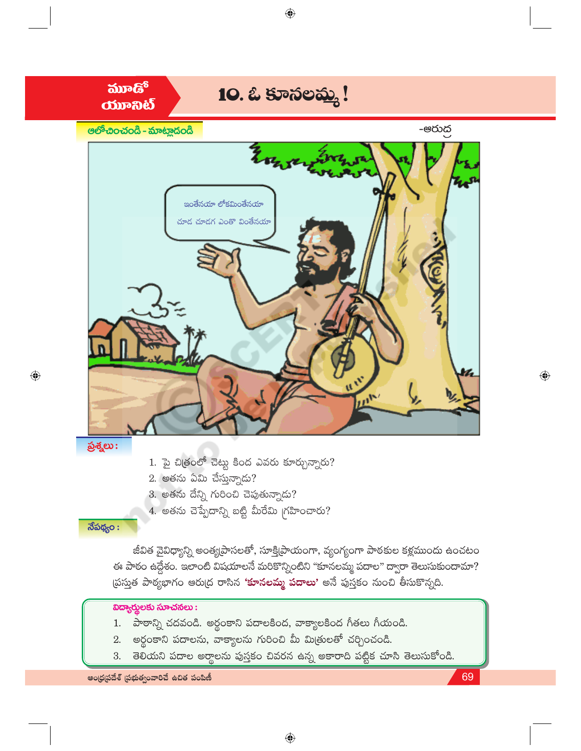మూడో యూనిట్

# 10. ఓ కూనలమ్మ !

-ఆరుద్ర

**ఆలోచించండి - మాట్లాడండి**

ఇంతేనయా లోకమింతేనయా
చూడ చూడగ ఎంతో వింతేనయా

**ప్రశ్నలు :**

1. పై చిత్రంలో చెట్టు కింద ఎవరు కూర్చున్నారు?
2. అతను ఏమి చేస్తున్నాడు?
3. అతను దేన్ని గురించి చెపుతున్నాడు?
4. అతను చెప్పేదాన్ని బట్టి మీరేమి గ్రహించారు?

**నేపథ్యం :**

జీవిత వైవిధ్యాన్ని అంత్యప్రాసలతో, సూక్తిప్రాయంగా, వ్యంగ్యంగా పాఠకుల కళ్లముందు ఉంచటం ఈ పాఠం ఉద్దేశం. ఇలాంటి విషయాలనే మరికొన్నింటిని "కూనలమ్మ పదాల" ద్వారా తెలుసుకుందామా? ప్రస్తుత పాఠ్యభాగం ఆరుద్ర రాసిన **'కూనలమ్మ పదాలు'** అనే పుస్తకం నుంచి తీసుకొన్నది.

**విద్యార్థులకు సూచనలు :**

1. పాఠాన్ని చదవండి. అర్థంకాని పదాలకింద, వాక్యాలకింద గీతలు గీయండి.
2. అర్థంకాని పదాలను, వాక్యాలను గురించి మీ మిత్రులతో చర్చించండి.
3. తెలియని పదాల అర్థాలను పుస్తకం చివరన ఉన్న అకారాది పట్టిక చూసి తెలుసుకోండి.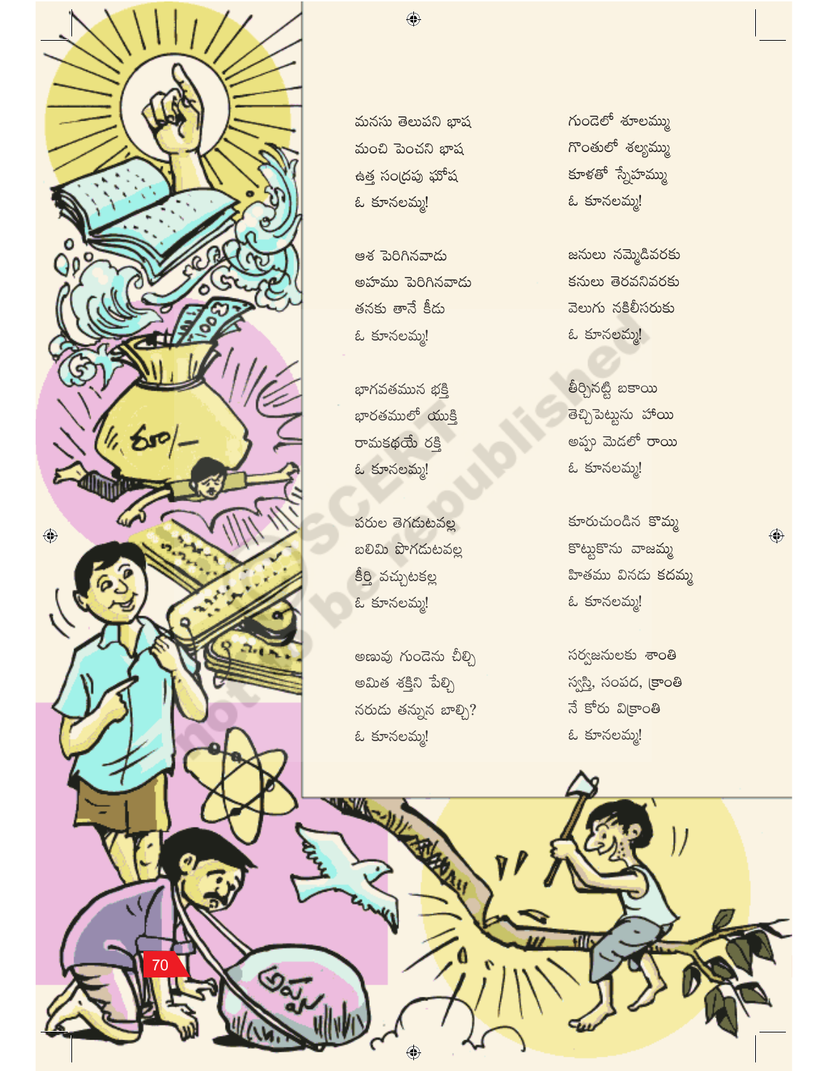మనసు తెలుపని భాష
మంచి పెంచని భాష
ఉత్త సంద్రపు ఘోష
ఓ కూనలమ్మ!

ఆశ పెరిగినవాడు
అహము పెరిగినవాడు
తనకు తానే కీడు
ఓ కూనలమ్మ!

భాగవతమున భక్తి
భారతములో యుక్తి
రామకథయే రక్తి
ఓ కూనలమ్మ!

పరుల తెగడుటవల్ల
బలిమి పొగడుటవల్ల
కీర్తి వచ్చుటకల్ల
ఓ కూనలమ్మ!

అణువు గుండెను చీల్చి
అమిత శక్తిని పేల్చి
నరుడు తన్నున బాల్చి?
ఓ కూనలమ్మ!

గుండెలో శూలమ్ము
గొంతులో శల్యమ్ము
కూళతో స్నేహమ్ము
ఓ కూనలమ్మ!

జనులు నమ్మేడివరకు
కనులు తెరవనివరకు
వెలుగు నకిలీసరుకు
ఓ కూనలమ్మ!

తీర్చినట్టి బకాయి
తెచ్చిపెట్టును హాయి
అప్పు మెడలో రాయి
ఓ కూనలమ్మ!

కూరుచుండిన కొమ్మ
కొట్టుకొను వాజమ్మ
హితము వినదు కదమ్మ
ఓ కూనలమ్మ!

సర్వజనులకు శాంతి
స్వస్తి, సంపద, క్రాంతి
నే కోరు విశ్రాంతి
ఓ కూనలమ్మ!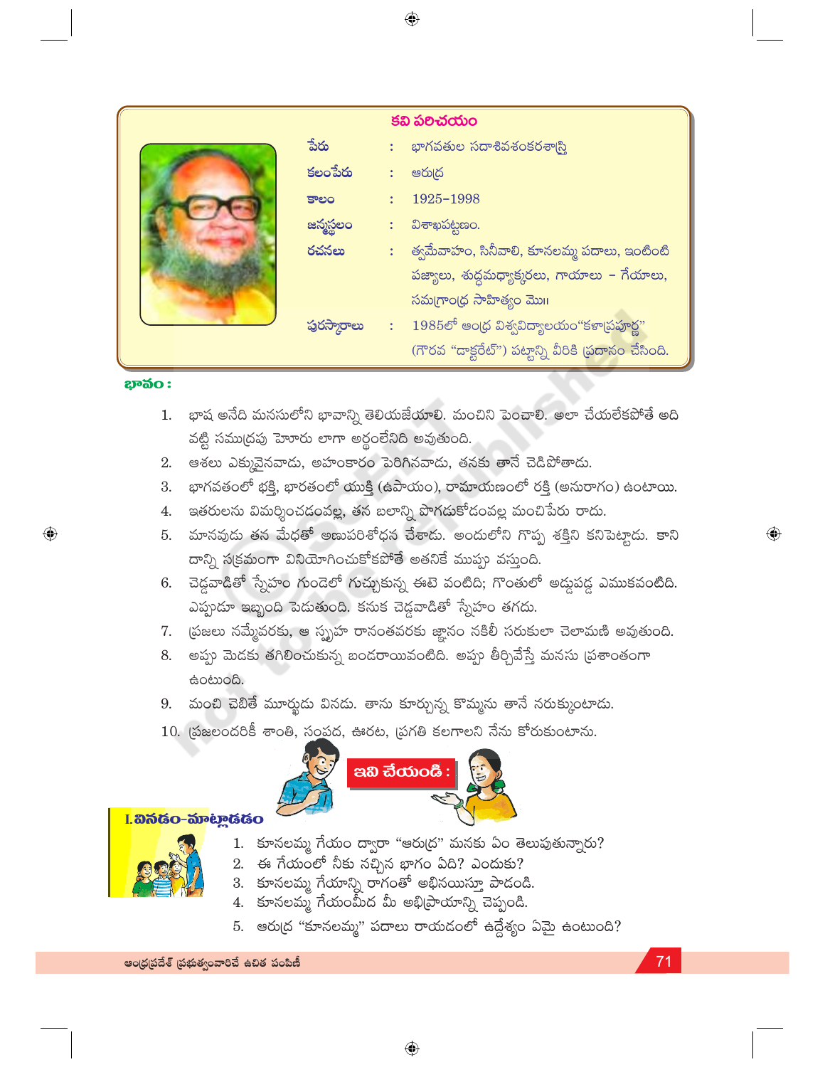## కవి పరిచయం

| | | |
|---|---|---|
| పేరు | : | భాగవతుల సదాశివశంకరశాస్త్రి |
| కలంపేరు | : | ఆరుద్ర |
| కాలం | : | 1925–1998 |
| జన్మస్థలం | : | విశాఖపట్టణం. |
| రచనలు | : | త్వమేవాహం, సినీవాలి, కూనలమ్మ పదాలు, ఇంటింటి పజ్యాలు, శుద్ధమధ్యాక్కరలు, గాయాలు – గేయాలు, సమగ్రాంధ్ర సాహిత్యం మొ॥ |
| పురస్కారాలు | : | 1985లో ఆంధ్ర విశ్వవిద్యాలయం"కళాప్రపూర్ణ" (గౌరవ "డాక్టరేట్") పట్టాన్ని వీరికి ప్రదానం చేసింది. |

**భావం :**

1. భాష అనేది మనసులోని భావాన్ని తెలియజేయాలి. మంచిని పెంచాలి. అలా చేయలేకపోతే అది వట్టి సముద్రపు హోరు లాగా అర్థంలేనిది అవుతుంది.
2. ఆశలు ఎక్కువైనవాడు, అహంకారం పెరిగినవాడు, తనకు తానే చెడిపోతాడు.
3. భాగవతంలో భక్తి, భారతంలో యుక్తి (ఉపాయం), రామాయణంలో రక్తి (అనురాగం) ఉంటాయి.
4. ఇతరులను విమర్శించడంవల్ల, తన బలాన్ని పొగడుకోడంవల్ల మంచిపేరు రాదు.
5. మానవుడు తన మేధతో అణుపరిశోధన చేశాడు. అందులోని గొప్ప శక్తిని కనిపెట్టాడు. కాని దాన్ని సక్రమంగా వినియోగించుకోకపోతే అతనికే ముప్పు వస్తుంది.
6. చెడ్డవాడితో స్నేహం గుండెలో గుచ్చుకున్న ఈటె వంటిది; గొంతులో అడ్డుపడ్డ ఎముకవంటిది. ఎప్పుడూ ఇబ్బంది పెడుతుంది. కనుక చెడ్డవాడితో స్నేహం తగదు.
7. ప్రజలు నమ్మేవరకు, ఆ స్పృహ రానంతవరకు జ్ఞానం నకిలీ సరుకులా చెలామణి అవుతుంది.
8. అప్పు మెడకు తగిలించుకున్న బండరాయివంటిది. అప్పు తీర్చివేస్తే మనసు ప్రశాంతంగా ఉంటుంది.
9. మంచి చెబితే మూర్ఖుడు వినడు. తాను కూర్చున్న కొమ్మను తానే నరుక్కుంటాడు.
10. ప్రజలందరికీ శాంతి, సంపద, ఊరట, ప్రగతి కలగాలని నేను కోరుకుంటాను.

**ఇవి చేయండి :**

### I. వినడం-మాట్లాడడం

1. కూనలమ్మ గేయం ద్వారా "ఆరుద్ర" మనకు ఏం తెలుపుతున్నారు?
2. ఈ గేయంలో నీకు నచ్చిన భాగం ఏది? ఎందుకు?
3. కూనలమ్మ గేయాన్ని రాగంతో అభినయిస్తూ పాడండి.
4. కూనలమ్మ గేయంమీద మీ అభిప్రాయాన్ని చెప్పండి.
5. ఆరుద్ర "కూనలమ్మ" పదాలు రాయడంలో ఉద్దేశ్యం ఏమై ఉంటుంది?

ఆంధ్రప్రదేశ్ ప్రభుత్వంవారిచే ఉచిత పంపిణీ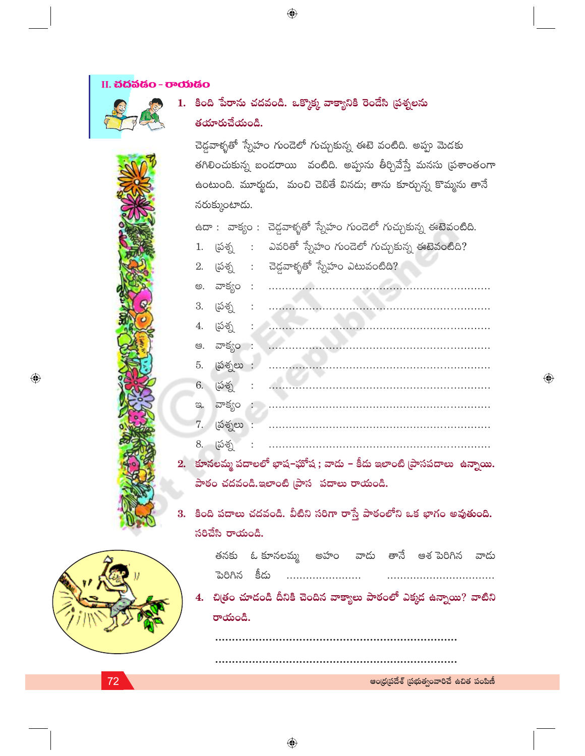## II. చదవడం - రాయడం

**1. కింది పేరాను చదవండి. ఒక్కొక్క వాక్యానికి రెండేసి ప్రశ్నలను తయారుచేయండి.**

చెడ్డవాళ్ళతో స్నేహం గుండెలో గుచ్చుకున్న ఈటె వంటిది. అప్పు మెడకు తగిలించుకున్న బండరాయి వంటిది. అప్పును తీర్చివేస్తే మనసు ప్రశాంతంగా ఉంటుంది. మూర్ఖుడు, మంచి చెబితే వినడు; తాను కూర్చున్న కొమ్మను తానే నరుక్కుంటాడు.

ఉదా : వాక్యం : చెడ్డవాళ్ళతో స్నేహం గుండెలో గుచ్చుకున్న ఈటెవంటిది.

1. ప్రశ్న : ఎవరితో స్నేహం గుండెలో గుచ్చుకున్న ఈటెవంటిది?
2. ప్రశ్న : చెడ్డవాళ్ళతో స్నేహం ఎటువంటిది?

అ. వాక్యం : ..............................................................

3. ప్రశ్న : ..............................................................
4. ప్రశ్న : ..............................................................

ఆ. వాక్యం : ..............................................................

5. ప్రశ్నలు : ..............................................................
6. ప్రశ్న : ..............................................................

ఇ. వాక్యం : ..............................................................

7. ప్రశ్నలు : ..............................................................
8. ప్రశ్న : ..............................................................

**2. కూనలమ్మ పదాలలో భాష-ఘోష ; వాడు - కీడు ఇలాంటి ప్రాసపదాలు ఉన్నాయి. పాఠం చదవండి. ఇలాంటి ప్రాస పదాలు రాయండి.**

**3. కింది పదాలు చదవండి. వీటిని సరిగా రాస్తే పాఠంలోని ఒక భాగం అవుతుంది. సరిచేసి రాయండి.**

తనకు ఓ కూనలమ్మ అహం వాడు తానే ఆశ పెరిగిన వాడు పెరిగిన కీడు ...................... ..............................

**4. చిత్రం చూడండి దీనికి చెందిన వాక్యాలు పాఠంలో ఎక్కడ ఉన్నాయి? వాటిని రాయండి.**

..............................................................

..............................................................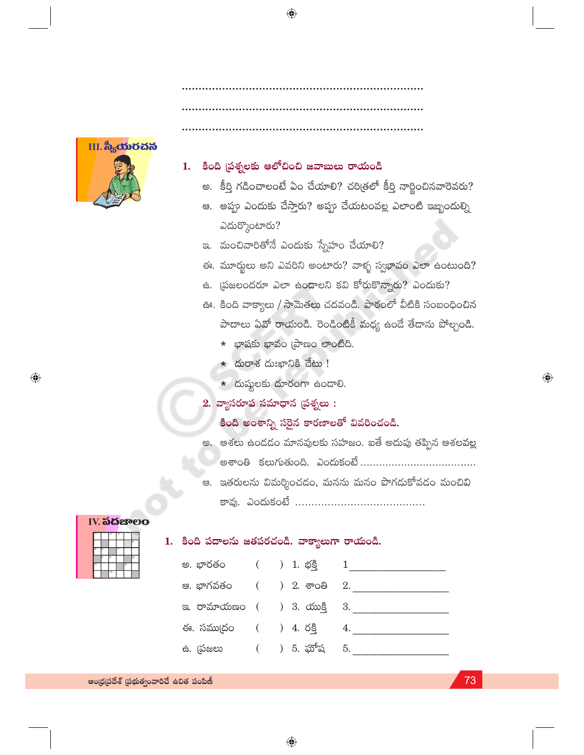........................................................................

........................................................................

........................................................................

## III. స్వీయరచన

**1. కింది ప్రశ్నలకు ఆలోచించి జవాబులు రాయండి**

అ. కీర్తి గడించాలంటే ఏం చేయాలి? చరిత్రలో కీర్తి నార్జించినవారెవరు?

ఆ. అప్పు ఎందుకు చేస్తారు? అప్పు చేయటంవల్ల ఎలాంటి ఇబ్బందుల్ని ఎదుర్కొంటారు?

ఇ. మంచివారితోనే ఎందుకు స్నేహం చేయాలి?

ఈ. మూర్ఖులు అని ఎవరిని అంటారు? వాళ్ళ స్వభావం ఎలా ఉంటుంది?

ఉ. ప్రజలందరూ ఎలా ఉండాలని కవి కోరుకొన్నారు? ఎందుకు?

ఊ. కింది వాక్యాలు / సామెతలు చదవండి. పాఠంలో వీటికి సంబంధించిన పాదాలు ఏవో రాయండి. రెండింటికీ మధ్య ఉండే తేడాను పోల్చండి.

* భాషకు భావం ప్రాణం లాంటిది.
* దురాశ దుఃఖానికి చేటు !
* దుష్టులకు దూరంగా ఉండాలి.

**2. వ్యాసరూప సమాధాన ప్రశ్నలు :**

**కింది అంశాన్ని సరైన కారణాలతో వివరించండి.**

అ. ఆశలు ఉండడం మానవులకు సహజం. ఐతే అదుపు తప్పిన ఆశలవల్ల అశాంతి కలుగుతుంది. ఎందుకంటే ....................................

ఆ. ఇతరులను విమర్శించడం, మనను మనం పొగడుకోవడం మంచివి కావు. ఎందుకంటే .......................................

## IV. పదజాలం

**1. కింది పదాలను జతపరచండి. వాక్యాలుగా రాయండి.**

| | | | |
|---|---|---|---|
| అ. భారతం | (   ) | 1. భక్తి | 1.__________________ |
| ఆ. భాగవతం | (   ) | 2. శాంతి | 2.__________________ |
| ఇ. రామాయణం | (   ) | 3. యుక్తి | 3.__________________ |
| ఈ. సముద్రం | (   ) | 4. రక్తి | 4.__________________ |
| ఉ. ప్రజలు | (   ) | 5. ఘోష | 5.__________________ |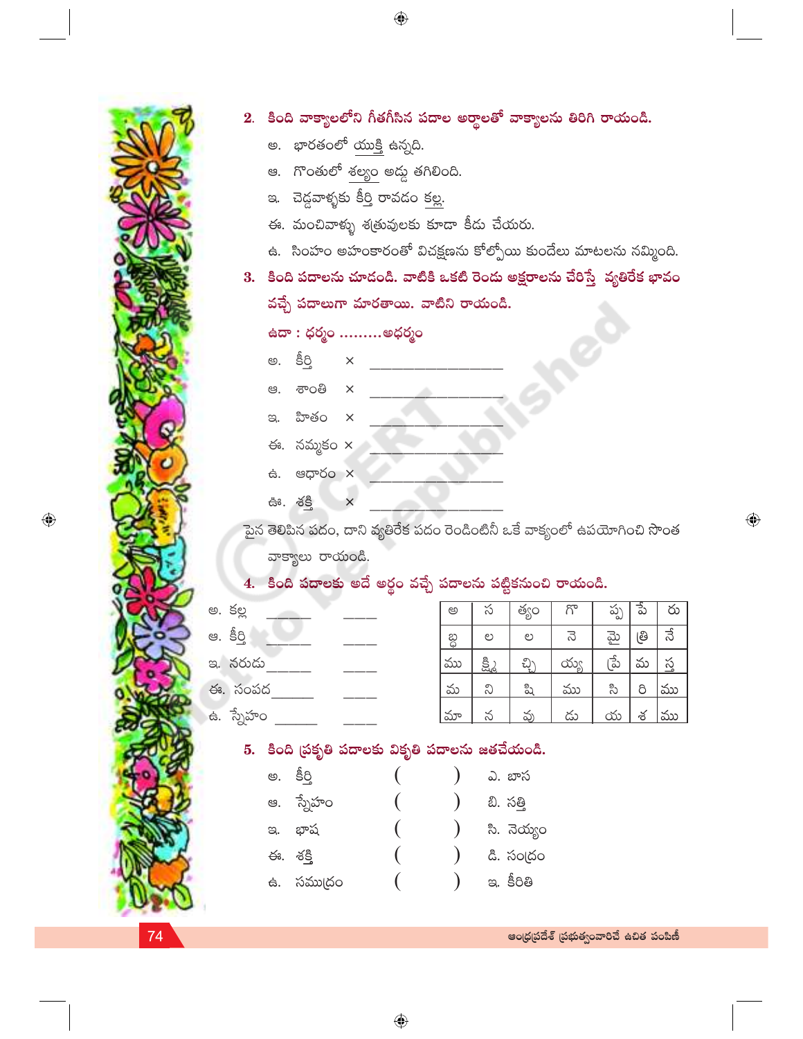2. కింది వాక్యాలలోని గీతగీసిన పదాల అర్థాలతో వాక్యాలను తిరిగి రాయండి.

అ. భారతంలో యుక్తి ఉన్నది.

ఆ. గొంతులో శల్యం అడ్డు తగిలింది.

ఇ. చెడ్డవాళ్ళకు కీర్తి రావడం కల్ల.

ఈ. మంచివాళ్ళు శత్రువులకు కూడా కీడు చేయరు.

ఉ. సింహం అహంకారంతో విచక్షణను కోల్పోయి కుందేలు మాటలను నమ్మింది.

3. కింది పదాలను చూడండి. వాటికి ఒకటి రెండు అక్షరాలను చేరిస్తే వ్యతిరేక భావం వచ్చే పదాలుగా మారతాయి. వాటిని రాయండి.

ఉదా : ధర్మం .........అధర్మం

అ. కీర్తి × ____________________

ఆ. శాంతి × ____________________

ఇ. హితం × ____________________

ఈ. నమ్మకం × ____________________

ఉ. ఆధారం × ____________________

ఊ. శక్తి × ____________________

పైన తెలిపిన పదం, దాని వ్యతిరేక పదం రెండింటినీ ఒకే వాక్యంలో ఉపయోగించి సొంత వాక్యాలు రాయండి.

4. కింది పదాలకు అదే అర్థం వచ్చే పదాలను పట్టికనుంచి రాయండి.

అ. కల్ల ______ ____

ఆ. కీర్తి ______ ____

ఇ. నరుడు ______ ____

ఈ. సంపద ______ ____

ఉ. స్నేహం ______ ____

| అ | స | త్యం | గొ | ప్ప | పే | రు |
|---|---|---|---|---|---|---|
| భ | ల | ల | నె | మై | త్రి | నే |
| ము | క్ష్మి | చ్చి | య్య | ప్రే | మ | స్త |
| మ | ని | షి | ము | సి | రి | ము |
| మా | న | వు | డు | య | శ | ము |

5. కింది ప్రకృతి పదాలకు వికృతి పదాలను జతచేయండి.

అ. కీర్తి ( ) ఎ. బాస

ఆ. స్నేహం ( ) బి. సత్తి

ఇ. భాష ( ) సి. నెయ్యం

ఈ. శక్తి ( ) డి. సంద్రం

ఉ. సముద్రం ( ) ఇ. కీరితి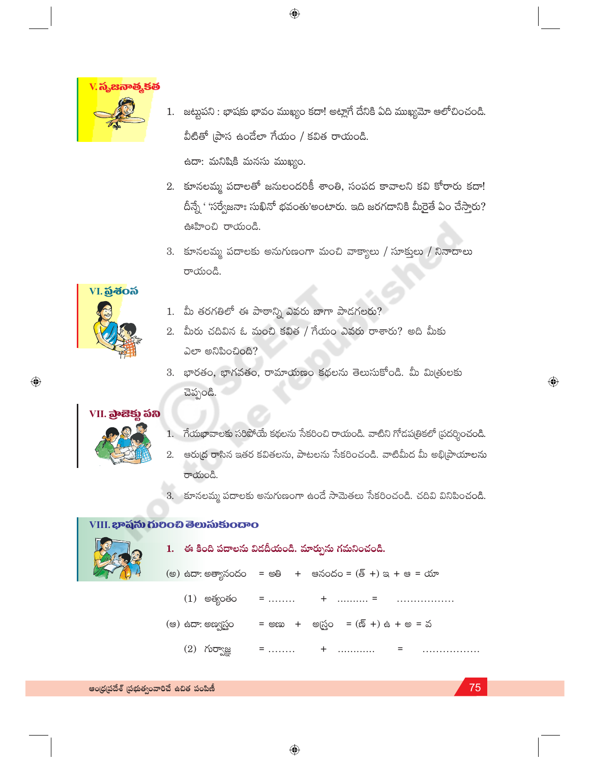## V. సృజనాత్మకత

1. జట్టుపని : భాషకు భావం ముఖ్యం కదా! అట్లాగే దేనికి ఏది ముఖ్యమో ఆలోచించండి. వీటితో ప్రాస ఉండేలా గేయం / కవిత రాయండి.

   ఉదా: మనిషికి మనసు ముఖ్యం.

2. కూనలమ్మ పదాలతో జనులందరికీ శాంతి, సంపద కావాలని కవి కోరారు కదా! దీన్నే ' 'సర్వేజనాః సుఖినో భవంతు'అంటారు. ఇది జరగడానికి మీరైతే ఏం చేస్తారు? ఊహించి రాయండి.

3. కూనలమ్మ పదాలకు అనుగుణంగా మంచి వాక్యాలు / సూక్తులు / నినాదాలు రాయండి.

## VI. ప్రశంస

1. మీ తరగతిలో ఈ పాఠాన్ని ఎవరు బాగా పాడగలరు?
2. మీరు చదివిన ఓ మంచి కవిత / గేయం ఎవరు రాశారు? అది మీకు ఎలా అనిపించింది?
3. భారతం, భాగవతం, రామాయణం కథలను తెలుసుకోండి. మీ మిత్రులకు చెప్పండి.

## VII. ప్రాజెక్టు పని

1. గేయభావాలకు సరిపోయే కథలను సేకరించి రాయండి. వాటిని గోడపత్రికలో ప్రదర్శించండి.
2. ఆరుద్ర రాసిన ఇతర కవితలను, పాటలను సేకరించండి. వాటిమీద మీ అభిప్రాయాలను రాయండి.
3. కూనలమ్మ పదాలకు అనుగుణంగా ఉండే సామెతలు సేకరించండి. చదివి వినిపించండి.

## VIII. భాషను గురించి తెలుసుకుందాం

**1. ఈ కింది పదాలను విడదీయండి. మార్పును గమనించండి.**

(అ) ఉదా: అత్యానందం = అతి + ఆనందం = (త్ +) ఇ + ఆ = యా

(1) అత్యంతం = ........ + .......... = .................

(ఆ) ఉదా: అణ్వస్త్రం = అణు + అస్త్రం = (ణ్ +) ఉ + అ = వ

(2) గుర్వాజ్ఞ = ........ + ............ = .................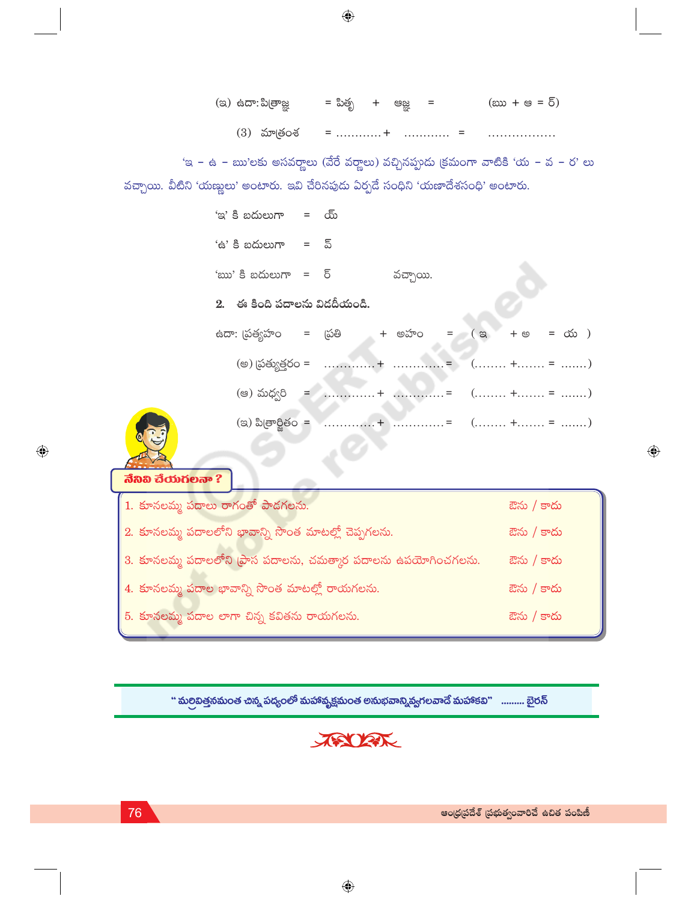(ఇ) ఉదా: పిత్రాజ్ఞ = పితృ + ఆజ్ఞ = (ఋ + ఆ = ర్)

(3) మాత్రంశ = ............ + ............ = .................

'ఇ – ఉ – ఋ'లకు అసవర్ణాలు (వేరే వర్ణాలు) వచ్చినప్పుడు క్రమంగా వాటికి 'య – వ – ర' లు వచ్చాయి. వీటిని 'యణ్ణులు' అంటారు. ఇవి చేరినపుడు ఏర్పడే సంధిని 'యణాదేశసంధి' అంటారు.

'ఇ' కి బదులుగా = య్

'ఉ' కి బదులుగా = వ్

'ఋ' కి బదులుగా = ర్ వచ్చాయి.

**2. ఈ కింది పదాలను విడదీయండి.**

ఉదా: ప్రత్యహం = ప్రతి + అహం = ( ఇ + అ = య )

(అ) ప్రత్యుత్తరం = ............. + ............. = (........ +....... = .......)

(ఆ) మధ్వరి = ............. + ............. = (........ +....... = .......)

(ఇ) పిత్రార్జితం = ............. + ............. = (........ +....... = .......)

**నేనివి చేయగలనా ?**

| | |
|---|---|
| 1. కూనలమ్మ పదాలు రాగంతో పాడగలను. | ఔను / కాదు |
| 2. కూనలమ్మ పదాలలోని భావాన్ని సొంత మాటల్లో చెప్పగలను. | ఔను / కాదు |
| 3. కూనలమ్మ పదాలలోని ప్రాస పదాలను, చమత్కార పదాలను ఉపయోగించగలను. | ఔను / కాదు |
| 4. కూనలమ్మ పదాల భావాన్ని సొంత మాటల్లో రాయగలను. | ఔను / కాదు |
| 5. కూనలమ్మ పదాల లాగా చిన్న కవితను రాయగలను. | ఔను / కాదు |

" మర్రివిత్తనమంత చిన్న పద్యంలో మహావృక్షమంత అనుభవాన్నివ్వగలవాడే మహాకవి" ......... బైరన్